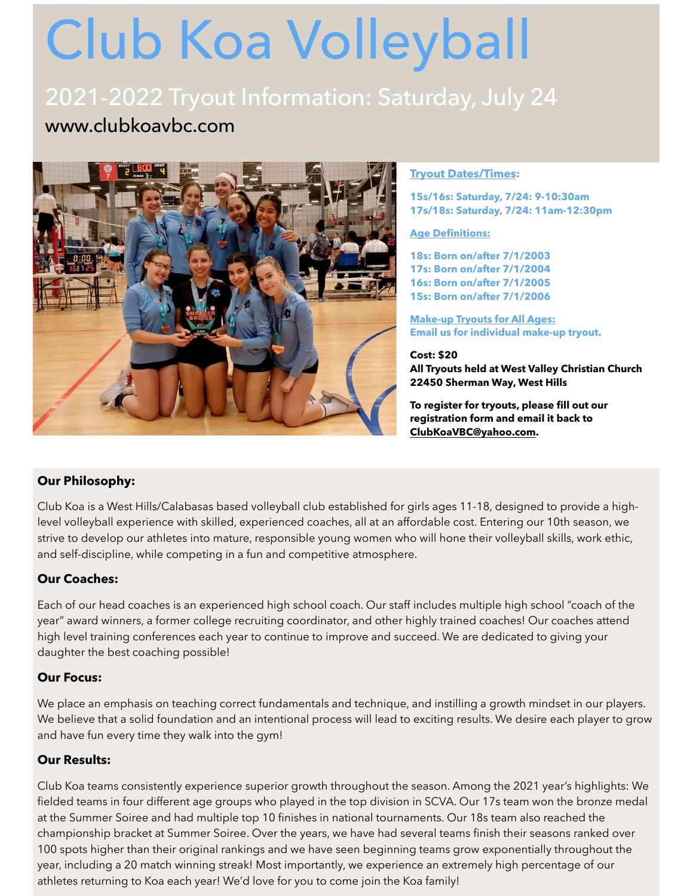# Club Koa Volleyball

## 2021-2022 Tryout Information: Saturday, July 24

www.clubkoavbc.com

**Tryout Dates/Times:**

**15s/16s: Saturday, 7/24: 9-10:30am**
**17s/18s: Saturday, 7/24: 11am-12:30pm**

**Age Definitions:**

**18s: Born on/after 7/1/2003**
**17s: Born on/after 7/1/2004**
**16s: Born on/after 7/1/2005**
**15s: Born on/after 7/1/2006**

**Make-up Tryouts for All Ages:**
**Email us for individual make-up tryout.**

**Cost: $20**
**All Tryouts held at West Valley Christian Church**
**22450 Sherman Way, West Hills**

**To register for tryouts, please fill out our registration form and email it back to ClubKoaVBC@yahoo.com.**

### Our Philosophy:

Club Koa is a West Hills/Calabasas based volleyball club established for girls ages 11-18, designed to provide a high-level volleyball experience with skilled, experienced coaches, all at an affordable cost. Entering our 10th season, we strive to develop our athletes into mature, responsible young women who will hone their volleyball skills, work ethic, and self-discipline, while competing in a fun and competitive atmosphere.

### Our Coaches:

Each of our head coaches is an experienced high school coach. Our staff includes multiple high school "coach of the year" award winners, a former college recruiting coordinator, and other highly trained coaches! Our coaches attend high level training conferences each year to continue to improve and succeed. We are dedicated to giving your daughter the best coaching possible!

### Our Focus:

We place an emphasis on teaching correct fundamentals and technique, and instilling a growth mindset in our players. We believe that a solid foundation and an intentional process will lead to exciting results. We desire each player to grow and have fun every time they walk into the gym!

### Our Results:

Club Koa teams consistently experience superior growth throughout the season. Among the 2021 year's highlights: We fielded teams in four different age groups who played in the top division in SCVA. Our 17s team won the bronze medal at the Summer Soiree and had multiple top 10 finishes in national tournaments. Our 18s team also reached the championship bracket at Summer Soiree. Over the years, we have had several teams finish their seasons ranked over 100 spots higher than their original rankings and we have seen beginning teams grow exponentially throughout the year, including a 20 match winning streak! Most importantly, we experience an extremely high percentage of our athletes returning to Koa each year! We'd love for you to come join the Koa family!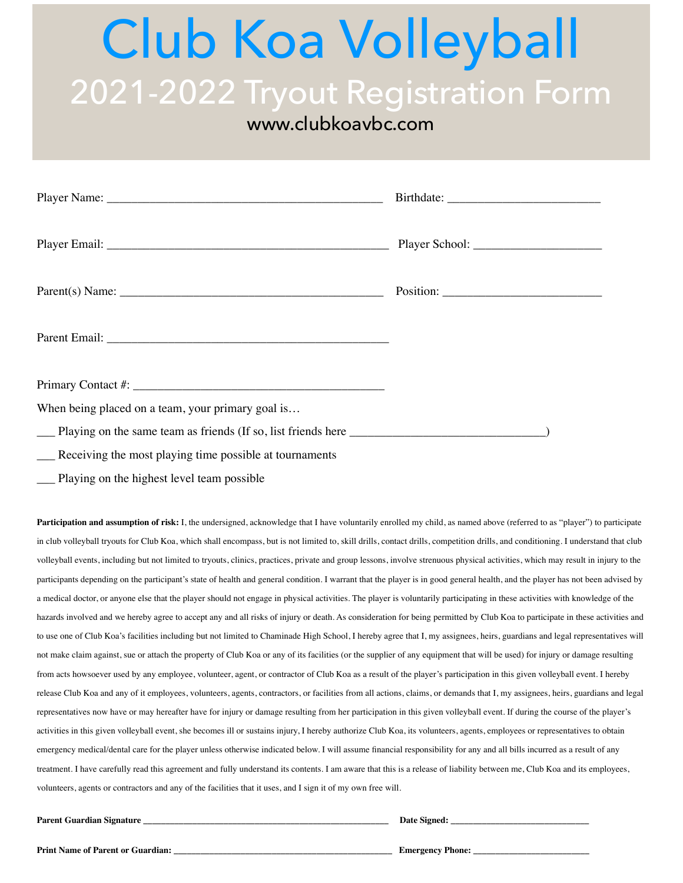# Club Koa Volleyball

## 2021-2022 Tryout Registration Form

www.clubkoavbc.com

Player Name: ____________________________________________ Birthdate: ________________________

Player Email: _____________________________________________ Player School: ____________________

Parent(s) Name: __________________________________________ Position: _________________________

Parent Email: _____________________________________________

Primary Contact #: ________________________________________

When being placed on a team, your primary goal is…

___ Playing on the same team as friends (If so, list friends here ______________________________)

___ Receiving the most playing time possible at tournaments

___ Playing on the highest level team possible

**Participation and assumption of risk:** I, the undersigned, acknowledge that I have voluntarily enrolled my child, as named above (referred to as "player") to participate in club volleyball tryouts for Club Koa, which shall encompass, but is not limited to, skill drills, contact drills, competition drills, and conditioning. I understand that club volleyball events, including but not limited to tryouts, clinics, practices, private and group lessons, involve strenuous physical activities, which may result in injury to the participants depending on the participant's state of health and general condition. I warrant that the player is in good general health, and the player has not been advised by a medical doctor, or anyone else that the player should not engage in physical activities. The player is voluntarily participating in these activities with knowledge of the hazards involved and we hereby agree to accept any and all risks of injury or death. As consideration for being permitted by Club Koa to participate in these activities and to use one of Club Koa's facilities including but not limited to Chaminade High School, I hereby agree that I, my assignees, heirs, guardians and legal representatives will not make claim against, sue or attach the property of Club Koa or any of its facilities (or the supplier of any equipment that will be used) for injury or damage resulting from acts howsoever used by any employee, volunteer, agent, or contractor of Club Koa as a result of the player's participation in this given volleyball event. I hereby release Club Koa and any of it employees, volunteers, agents, contractors, or facilities from all actions, claims, or demands that I, my assignees, heirs, guardians and legal representatives now have or may hereafter have for injury or damage resulting from her participation in this given volleyball event. If during the course of the player's activities in this given volleyball event, she becomes ill or sustains injury, I hereby authorize Club Koa, its volunteers, agents, employees or representatives to obtain emergency medical/dental care for the player unless otherwise indicated below. I will assume financial responsibility for any and all bills incurred as a result of any treatment. I have carefully read this agreement and fully understand its contents. I am aware that this is a release of liability between me, Club Koa and its employees, volunteers, agents or contractors and any of the facilities that it uses, and I sign it of my own free will.

**Parent Guardian Signature** ____________________________________________ **Date Signed:** ___________________________

**Print Name of Parent or Guardian:** ______________________________________ **Emergency Phone:** ______________________